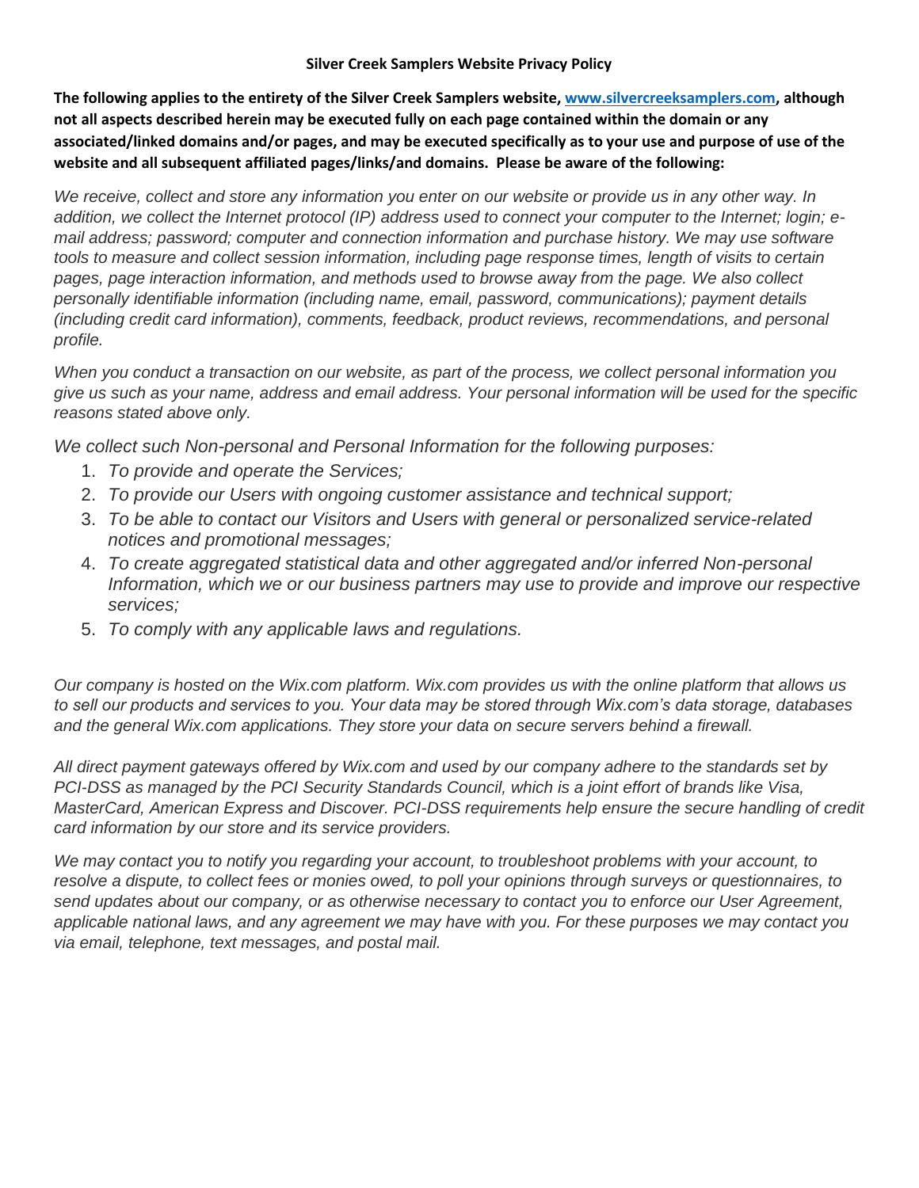# Silver Creek Samplers Website Privacy Policy

**The following applies to the entirety of the Silver Creek Samplers website, [www.silvercreeksamplers.com](http://www.silvercreeksamplers.com), although not all aspects described herein may be executed fully on each page contained within the domain or any associated/linked domains and/or pages, and may be executed specifically as to your use and purpose of use of the website and all subsequent affiliated pages/links/and domains. Please be aware of the following:**

*We receive, collect and store any information you enter on our website or provide us in any other way. In addition, we collect the Internet protocol (IP) address used to connect your computer to the Internet; login; e-mail address; password; computer and connection information and purchase history. We may use software tools to measure and collect session information, including page response times, length of visits to certain pages, page interaction information, and methods used to browse away from the page. We also collect personally identifiable information (including name, email, password, communications); payment details (including credit card information), comments, feedback, product reviews, recommendations, and personal profile.*

*When you conduct a transaction on our website, as part of the process, we collect personal information you give us such as your name, address and email address. Your personal information will be used for the specific reasons stated above only.*

*We collect such Non-personal and Personal Information for the following purposes:*

1. *To provide and operate the Services;*
2. *To provide our Users with ongoing customer assistance and technical support;*
3. *To be able to contact our Visitors and Users with general or personalized service-related notices and promotional messages;*
4. *To create aggregated statistical data and other aggregated and/or inferred Non-personal Information, which we or our business partners may use to provide and improve our respective services;*
5. *To comply with any applicable laws and regulations.*

*Our company is hosted on the Wix.com platform. Wix.com provides us with the online platform that allows us to sell our products and services to you. Your data may be stored through Wix.com's data storage, databases and the general Wix.com applications. They store your data on secure servers behind a firewall.*

*All direct payment gateways offered by Wix.com and used by our company adhere to the standards set by PCI-DSS as managed by the PCI Security Standards Council, which is a joint effort of brands like Visa, MasterCard, American Express and Discover. PCI-DSS requirements help ensure the secure handling of credit card information by our store and its service providers.*

*We may contact you to notify you regarding your account, to troubleshoot problems with your account, to resolve a dispute, to collect fees or monies owed, to poll your opinions through surveys or questionnaires, to send updates about our company, or as otherwise necessary to contact you to enforce our User Agreement, applicable national laws, and any agreement we may have with you. For these purposes we may contact you via email, telephone, text messages, and postal mail.*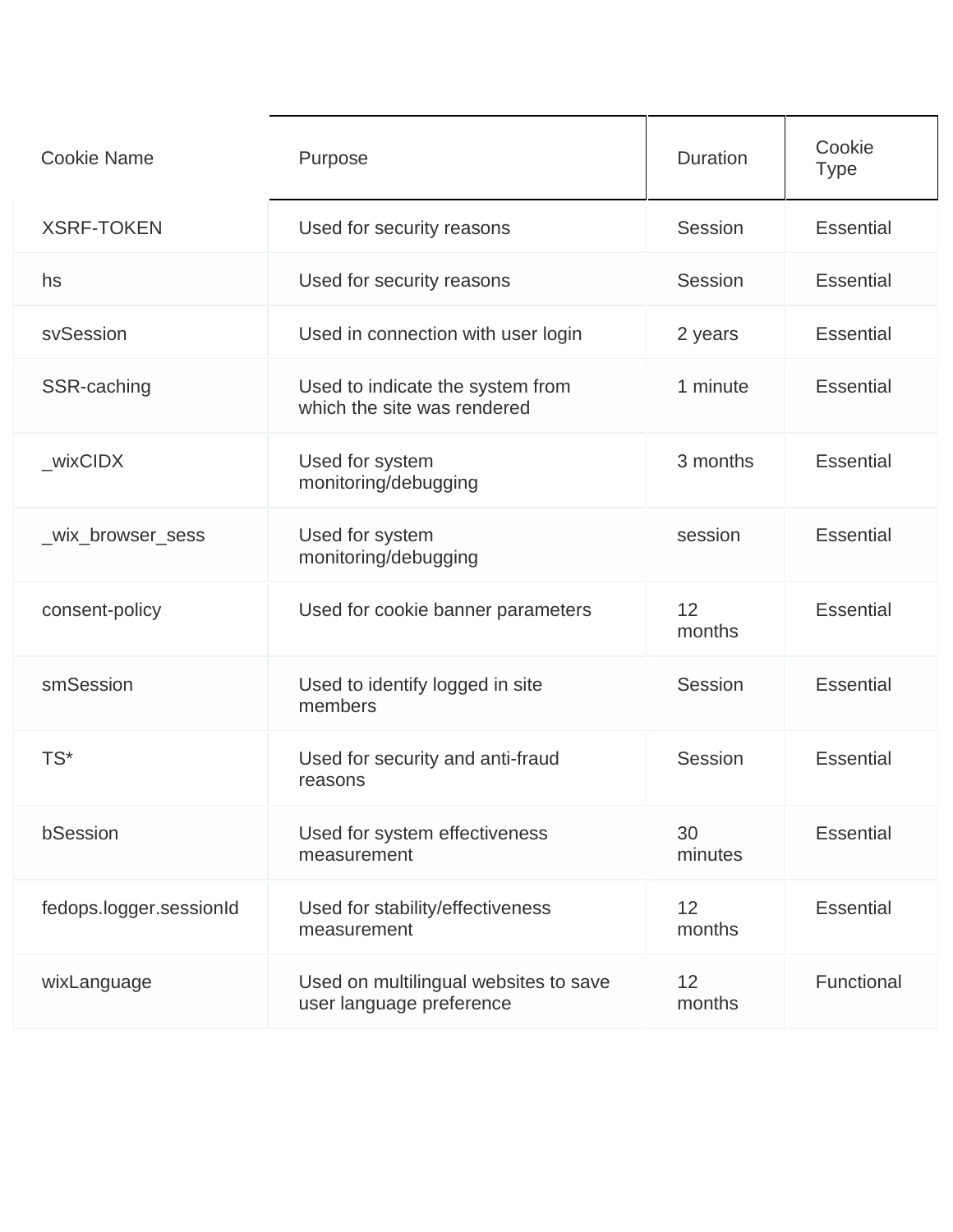| Cookie Name | Purpose | Duration | Cookie Type |
|---|---|---|---|
| XSRF-TOKEN | Used for security reasons | Session | Essential |
| hs | Used for security reasons | Session | Essential |
| svSession | Used in connection with user login | 2 years | Essential |
| SSR-caching | Used to indicate the system from which the site was rendered | 1 minute | Essential |
| _wixCIDX | Used for system monitoring/debugging | 3 months | Essential |
| _wix_browser_sess | Used for system monitoring/debugging | session | Essential |
| consent-policy | Used for cookie banner parameters | 12 months | Essential |
| smSession | Used to identify logged in site members | Session | Essential |
| TS* | Used for security and anti-fraud reasons | Session | Essential |
| bSession | Used for system effectiveness measurement | 30 minutes | Essential |
| fedops.logger.sessionId | Used for stability/effectiveness measurement | 12 months | Essential |
| wixLanguage | Used on multilingual websites to save user language preference | 12 months | Functional |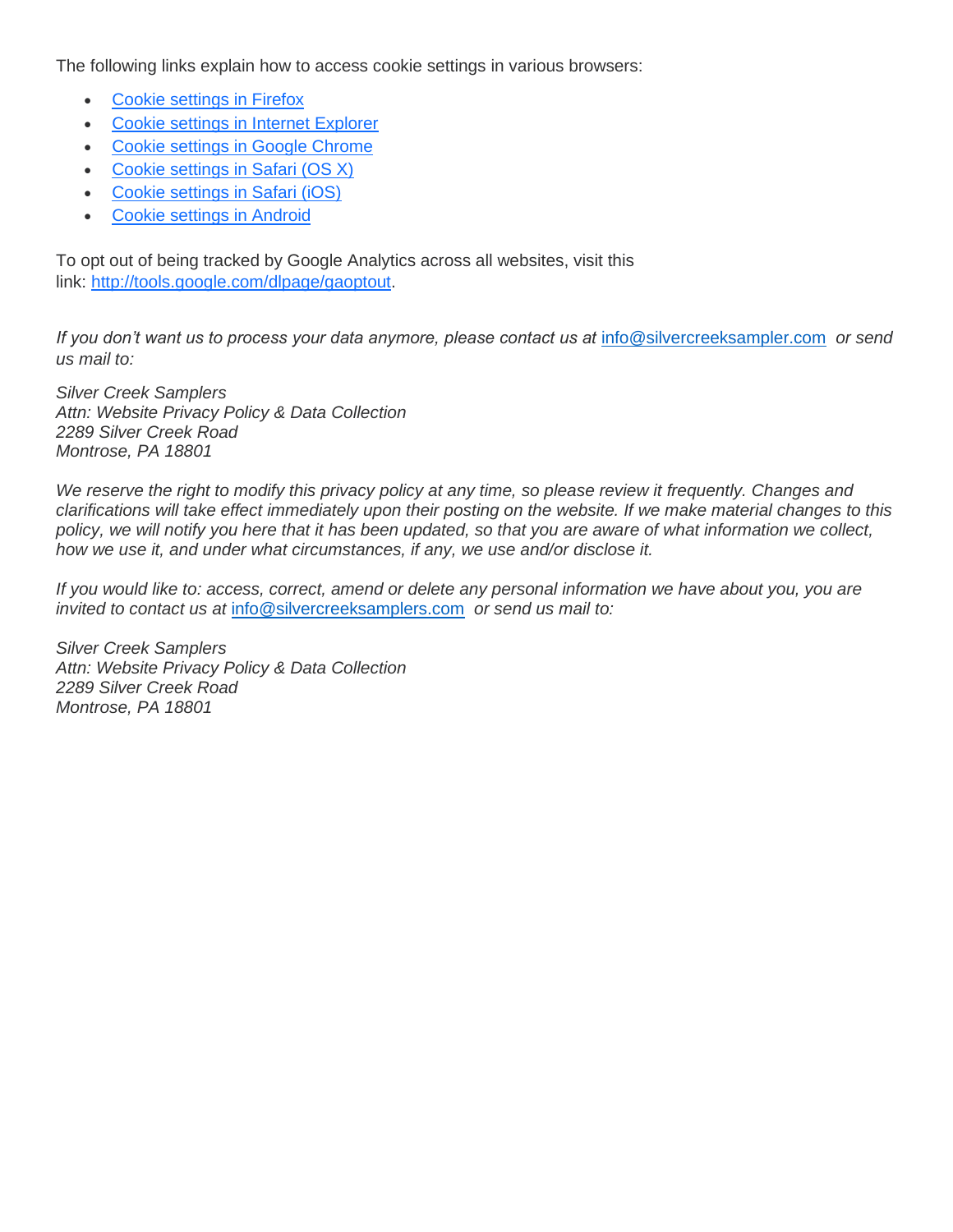The following links explain how to access cookie settings in various browsers:

- Cookie settings in Firefox
- Cookie settings in Internet Explorer
- Cookie settings in Google Chrome
- Cookie settings in Safari (OS X)
- Cookie settings in Safari (iOS)
- Cookie settings in Android

To opt out of being tracked by Google Analytics across all websites, visit this link: http://tools.google.com/dlpage/gaoptout.

*If you don't want us to process your data anymore, please contact us at* info@silvercreeksampler.com *or send us mail to:*

*Silver Creek Samplers*
*Attn: Website Privacy Policy & Data Collection*
*2289 Silver Creek Road*
*Montrose, PA 18801*

*We reserve the right to modify this privacy policy at any time, so please review it frequently. Changes and clarifications will take effect immediately upon their posting on the website. If we make material changes to this policy, we will notify you here that it has been updated, so that you are aware of what information we collect, how we use it, and under what circumstances, if any, we use and/or disclose it.*

*If you would like to: access, correct, amend or delete any personal information we have about you, you are invited to contact us at* info@silvercreeksamplers.com *or send us mail to:*

*Silver Creek Samplers*
*Attn: Website Privacy Policy & Data Collection*
*2289 Silver Creek Road*
*Montrose, PA 18801*